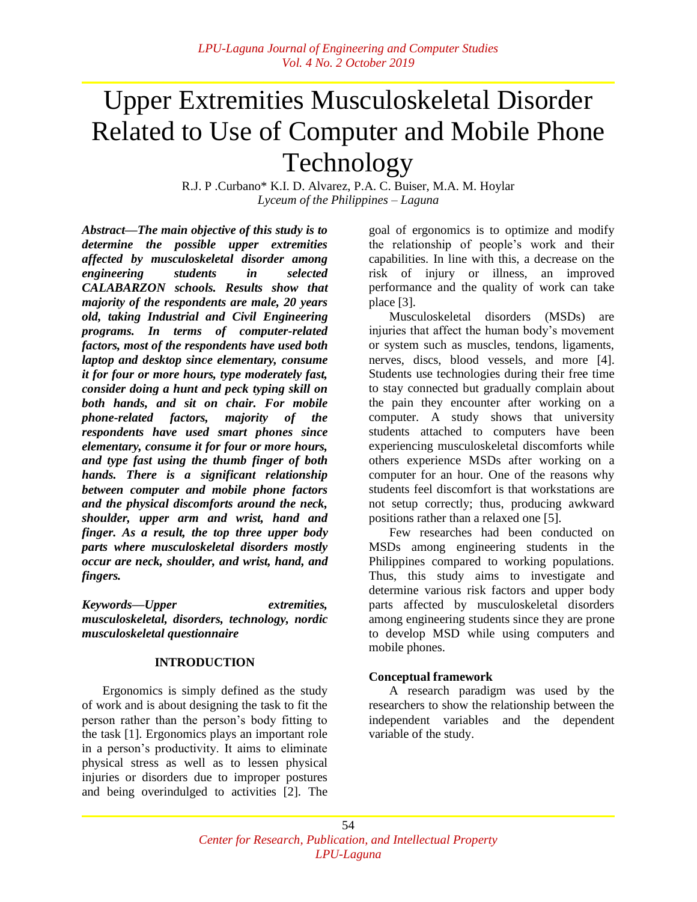# Upper Extremities Musculoskeletal Disorder Related to Use of Computer and Mobile Phone Technology

R.J. P .Curbano* K.I. D. Alvarez, P.A. C. Buiser, M.A. M. Hoylar
*Lyceum of the Philippines – Laguna*

***Abstract—The main objective of this study is to determine the possible upper extremities affected by musculoskeletal disorder among engineering students in selected CALABARZON schools. Results show that majority of the respondents are male, 20 years old, taking Industrial and Civil Engineering programs. In terms of computer-related factors, most of the respondents have used both laptop and desktop since elementary, consume it for four or more hours, type moderately fast, consider doing a hunt and peck typing skill on both hands, and sit on chair. For mobile phone-related factors, majority of the respondents have used smart phones since elementary, consume it for four or more hours, and type fast using the thumb finger of both hands. There is a significant relationship between computer and mobile phone factors and the physical discomforts around the neck, shoulder, upper arm and wrist, hand and finger. As a result, the top three upper body parts where musculoskeletal disorders mostly occur are neck, shoulder, and wrist, hand, and fingers.***

***Keywords—Upper extremities, musculoskeletal, disorders, technology, nordic musculoskeletal questionnaire***

## INTRODUCTION

Ergonomics is simply defined as the study of work and is about designing the task to fit the person rather than the person's body fitting to the task [1]. Ergonomics plays an important role in a person's productivity. It aims to eliminate physical stress as well as to lessen physical injuries or disorders due to improper postures and being overindulged to activities [2]. The goal of ergonomics is to optimize and modify the relationship of people's work and their capabilities. In line with this, a decrease on the risk of injury or illness, an improved performance and the quality of work can take place [3].

Musculoskeletal disorders (MSDs) are injuries that affect the human body's movement or system such as muscles, tendons, ligaments, nerves, discs, blood vessels, and more [4]. Students use technologies during their free time to stay connected but gradually complain about the pain they encounter after working on a computer. A study shows that university students attached to computers have been experiencing musculoskeletal discomforts while others experience MSDs after working on a computer for an hour. One of the reasons why students feel discomfort is that workstations are not setup correctly; thus, producing awkward positions rather than a relaxed one [5].

Few researches had been conducted on MSDs among engineering students in the Philippines compared to working populations. Thus, this study aims to investigate and determine various risk factors and upper body parts affected by musculoskeletal disorders among engineering students since they are prone to develop MSD while using computers and mobile phones.

### Conceptual framework

A research paradigm was used by the researchers to show the relationship between the independent variables and the dependent variable of the study.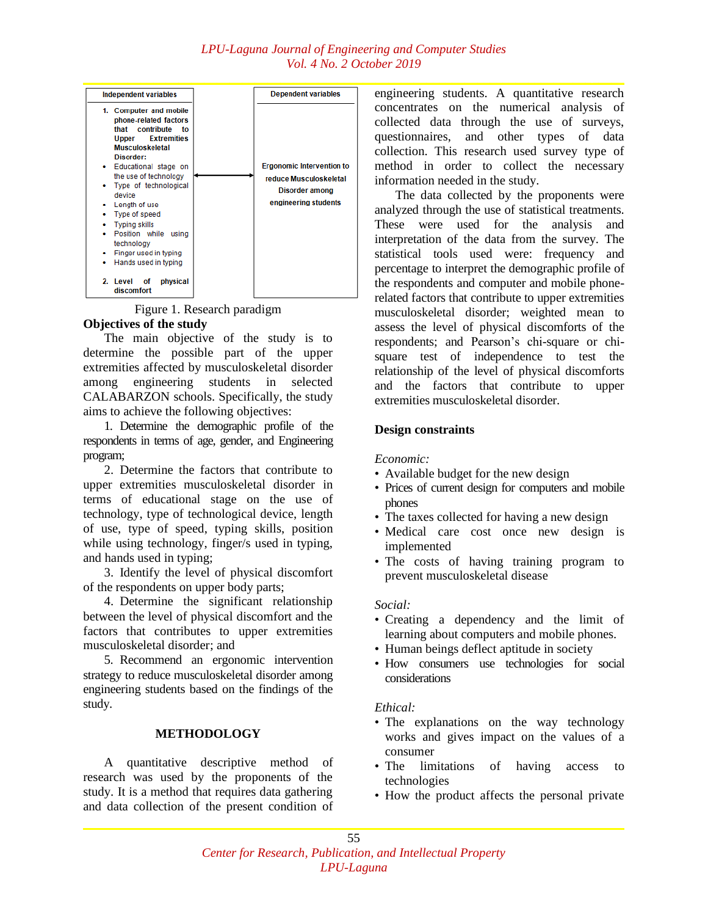| Independent variables | | Dependent variables |
| --- | --- | --- |
| **1. Computer and mobile phone-related factors that contribute to Upper Extremities Musculoskeletal Disorder:**<br>• Educational stage on the use of technology<br>• Type of technological device<br>• Length of use<br>• Type of speed<br>• Typing skills<br>• Position while using technology<br>• Finger used in typing<br>• Hands used in typing<br><br>**2. Level of physical discomfort** | ↔ | **Ergonomic Intervention to reduce Musculoskeletal Disorder among engineering students** |

Figure 1. Research paradigm

**Objectives of the study**

The main objective of the study is to determine the possible part of the upper extremities affected by musculoskeletal disorder among engineering students in selected CALABARZON schools. Specifically, the study aims to achieve the following objectives:

1. Determine the demographic profile of the respondents in terms of age, gender, and Engineering program;

2. Determine the factors that contribute to upper extremities musculoskeletal disorder in terms of educational stage on the use of technology, type of technological device, length of use, type of speed, typing skills, position while using technology, finger/s used in typing, and hands used in typing;

3. Identify the level of physical discomfort of the respondents on upper body parts;

4. Determine the significant relationship between the level of physical discomfort and the factors that contributes to upper extremities musculoskeletal disorder; and

5. Recommend an ergonomic intervention strategy to reduce musculoskeletal disorder among engineering students based on the findings of the study.

## METHODOLOGY

A quantitative descriptive method of research was used by the proponents of the study. It is a method that requires data gathering and data collection of the present condition of engineering students. A quantitative research concentrates on the numerical analysis of collected data through the use of surveys, questionnaires, and other types of data collection. This research used survey type of method in order to collect the necessary information needed in the study.

The data collected by the proponents were analyzed through the use of statistical treatments. These were used for the analysis and interpretation of the data from the survey. The statistical tools used were: frequency and percentage to interpret the demographic profile of the respondents and computer and mobile phone-related factors that contribute to upper extremities musculoskeletal disorder; weighted mean to assess the level of physical discomforts of the respondents; and Pearson's chi-square or chi-square test of independence to test the relationship of the level of physical discomforts and the factors that contribute to upper extremities musculoskeletal disorder.

**Design constraints**

*Economic:*

- Available budget for the new design
- Prices of current design for computers and mobile phones
- The taxes collected for having a new design
- Medical care cost once new design is implemented
- The costs of having training program to prevent musculoskeletal disease

*Social:*

- Creating a dependency and the limit of learning about computers and mobile phones.
- Human beings deflect aptitude in society
- How consumers use technologies for social considerations

*Ethical:*

- The explanations on the way technology works and gives impact on the values of a consumer
- The limitations of having access to technologies
- How the product affects the personal private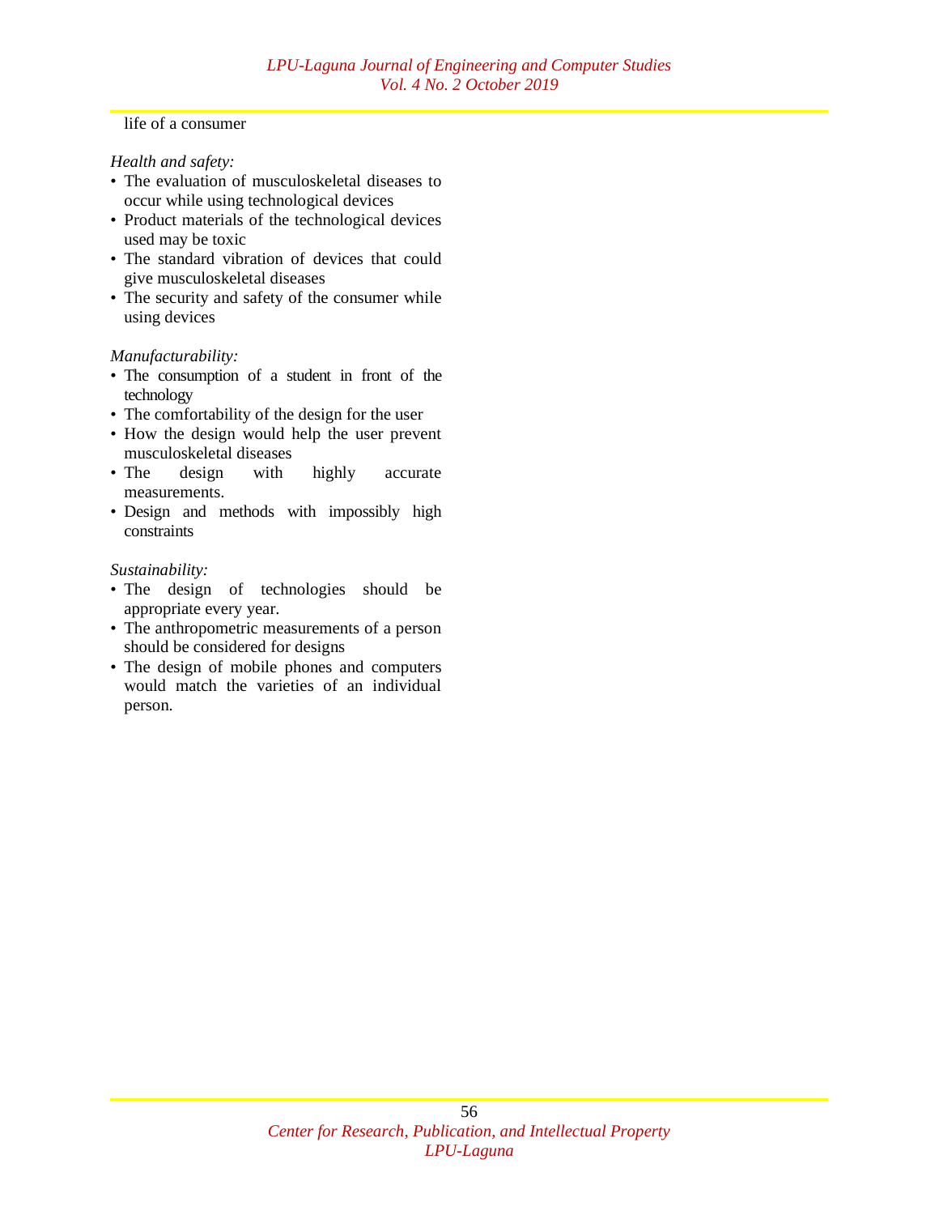life of a consumer

*Health and safety:*

- The evaluation of musculoskeletal diseases to occur while using technological devices
- Product materials of the technological devices used may be toxic
- The standard vibration of devices that could give musculoskeletal diseases
- The security and safety of the consumer while using devices

*Manufacturability:*

- The consumption of a student in front of the technology
- The comfortability of the design for the user
- How the design would help the user prevent musculoskeletal diseases
- The design with highly accurate measurements.
- Design and methods with impossibly high constraints

*Sustainability:*

- The design of technologies should be appropriate every year.
- The anthropometric measurements of a person should be considered for designs
- The design of mobile phones and computers would match the varieties of an individual person.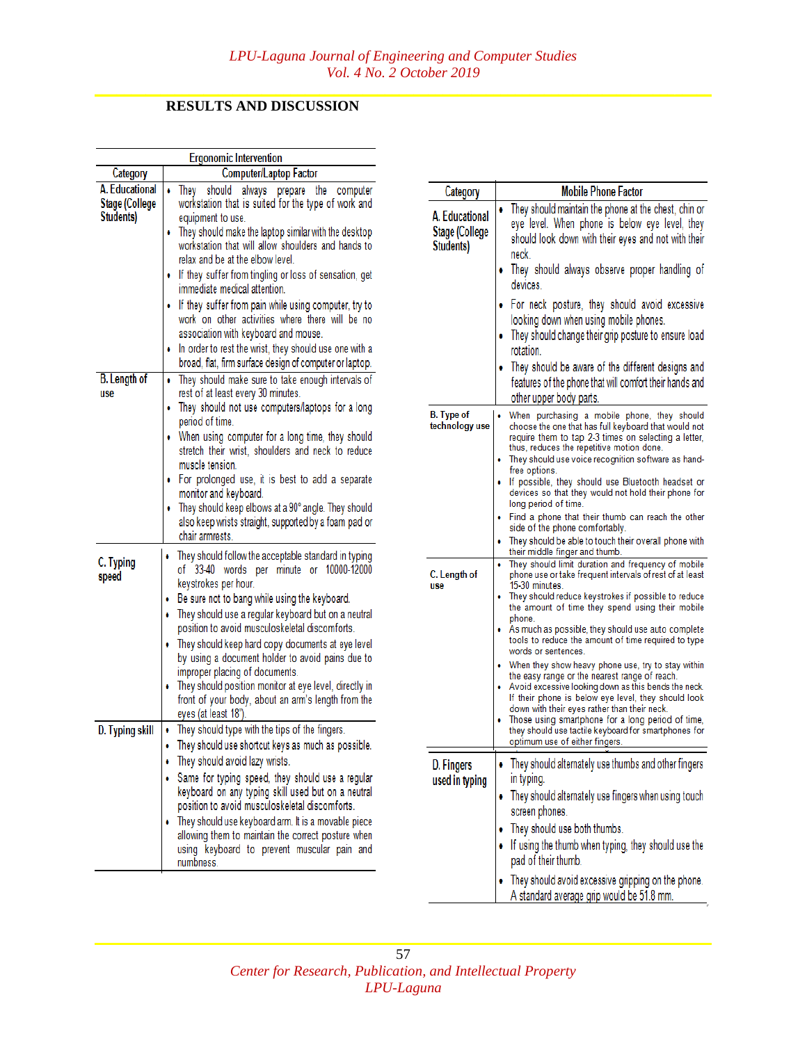## RESULTS AND DISCUSSION

| Ergonomic Intervention | |
|---|---|
| **Category** | **Computer/Laptop Factor** |
| A. Educational Stage (College Students) | • They should always prepare the computer workstation that is suited for the type of work and equipment to use.<br>• They should make the laptop similar with the desktop workstation that will allow shoulders and hands to relax and be at the elbow level.<br>• If they suffer from tingling or loss of sensation, get immediate medical attention.<br>• If they suffer from pain while using computer, try to work on other activities where there will be no association with keyboard and mouse.<br>• In order to rest the wrist, they should use one with a broad, flat, firm surface design of computer or laptop. |
| B. Length of use | • They should make sure to take enough intervals of rest of at least every 30 minutes.<br>• They should not use computers/laptops for a long period of time.<br>• When using computer for a long time, they should stretch their wrist, shoulders and neck to reduce muscle tension.<br>• For prolonged use, it is best to add a separate monitor and keyboard.<br>• They should keep elbows at a 90° angle. They should also keep wrists straight, supported by a foam pad or chair armrests. |
| C. Typing speed | • They should follow the acceptable standard in typing of 33-40 words per minute or 10000-12000 keystrokes per hour.<br>• Be sure not to bang while using the keyboard.<br>• They should use a regular keyboard but on a neutral position to avoid musculoskeletal discomforts.<br>• They should keep hard copy documents at eye level by using a document holder to avoid pains due to improper placing of documents.<br>• They should position monitor at eye level, directly in front of your body, about an arm's length from the eyes (at least 18"). |
| D. Typing skill | • They should type with the tips of the fingers.<br>• They should use shortcut keys as much as possible.<br>• They should avoid lazy wrists.<br>• Same for typing speed, they should use a regular keyboard on any typing skill used but on a neutral position to avoid musculoskeletal discomforts.<br>• They should use keyboard arm. It is a movable piece allowing them to maintain the correct posture when using keyboard to prevent muscular pain and numbness. |

| Category | Mobile Phone Factor |
|---|---|
| A. Educational Stage (College Students) | • They should maintain the phone at the chest, chin or eye level. When phone is below eye level, they should look down with their eyes and not with their neck.<br>• They should always observe proper handling of devices.<br>• For neck posture, they should avoid excessive looking down when using mobile phones.<br>• They should change their grip posture to ensure load rotation.<br>• They should be aware of the different designs and features of the phone that will comfort their hands and other upper body parts. |
| B. Type of technology use | • When purchasing a mobile phone, they should choose the one that has full keyboard that would not require them to tap 2-3 times on selecting a letter, thus, reduces the repetitive motion done.<br>• They should use voice recognition software as hand-free options.<br>• If possible, they should use Bluetooth headset or devices so that they would not hold their phone for long period of time.<br>• Find a phone that their thumb can reach the other side of the phone comfortably.<br>• They should be able to touch their overall phone with their middle finger and thumb. |
| C. Length of use | • They should limit duration and frequency of mobile phone use or take frequent intervals of rest of at least 15-30 minutes.<br>• They should reduce keystrokes if possible to reduce the amount of time they spend using their mobile phone.<br>• As much as possible, they should use auto complete tools to reduce the amount of time required to type words or sentences.<br>• When they show heavy phone use, try to stay within the easy range or the nearest range of reach.<br>• Avoid excessive looking down as this bends the neck. If their phone is below eye level, they should look down with their eyes rather than their neck.<br>• Those using smartphone for a long period of time, they should use tactile keyboard for smartphones for optimum use of either fingers. |
| D. Fingers used in typing | • They should alternately use thumbs and other fingers in typing.<br>• They should alternately use fingers when using touch screen phones.<br>• They should use both thumbs.<br>• If using the thumb when typing, they should use the pad of their thumb.<br>• They should avoid excessive gripping on the phone. A standard average grip would be 51.8 mm. |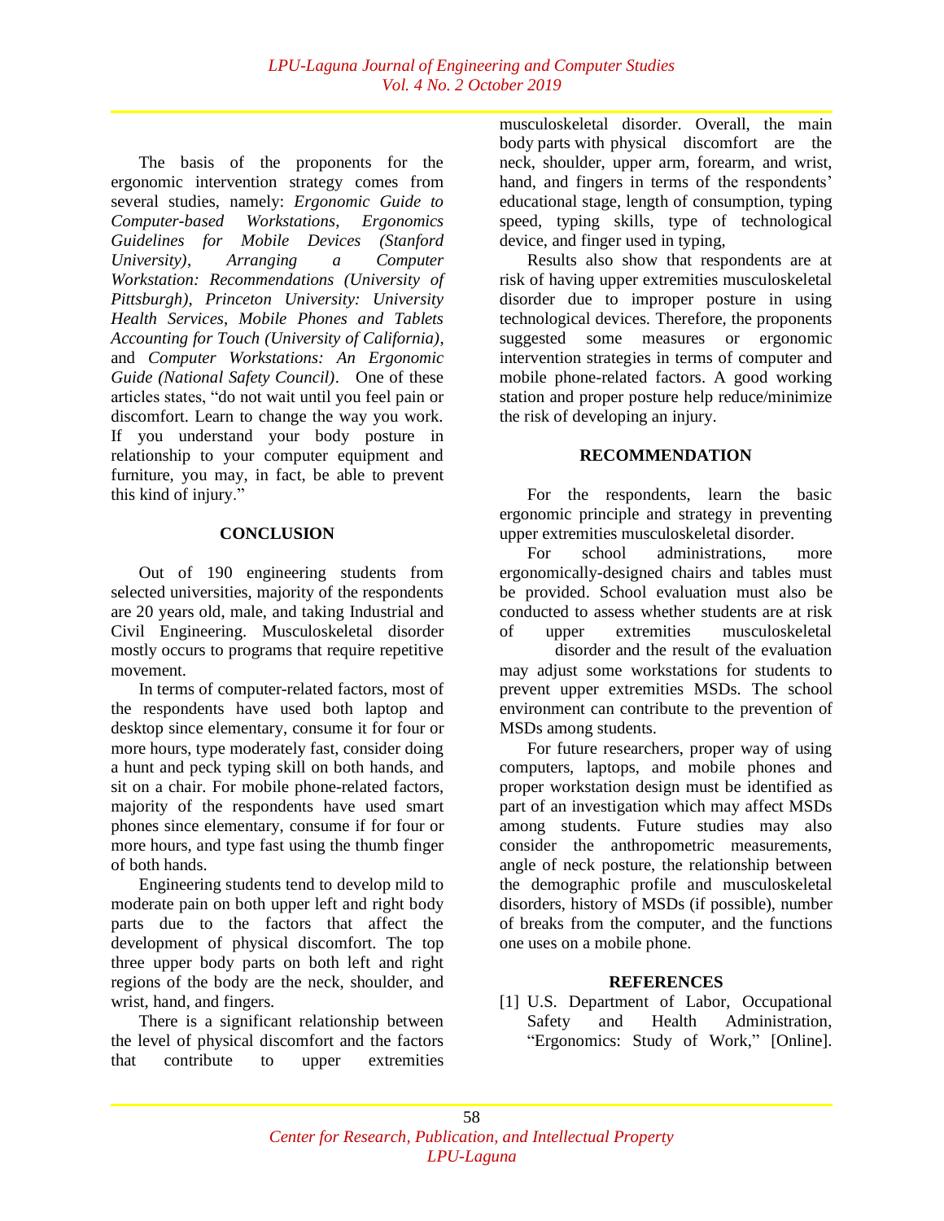The basis of the proponents for the ergonomic intervention strategy comes from several studies, namely: *Ergonomic Guide to Computer-based Workstations*, *Ergonomics Guidelines for Mobile Devices (Stanford University)*, *Arranging a Computer Workstation: Recommendations (University of Pittsburgh)*, *Princeton University: University Health Services*, *Mobile Phones and Tablets Accounting for Touch (University of California)*, and *Computer Workstations: An Ergonomic Guide (National Safety Council)*. One of these articles states, "do not wait until you feel pain or discomfort. Learn to change the way you work. If you understand your body posture in relationship to your computer equipment and furniture, you may, in fact, be able to prevent this kind of injury."

## CONCLUSION

Out of 190 engineering students from selected universities, majority of the respondents are 20 years old, male, and taking Industrial and Civil Engineering. Musculoskeletal disorder mostly occurs to programs that require repetitive movement.

In terms of computer-related factors, most of the respondents have used both laptop and desktop since elementary, consume it for four or more hours, type moderately fast, consider doing a hunt and peck typing skill on both hands, and sit on a chair. For mobile phone-related factors, majority of the respondents have used smart phones since elementary, consume if for four or more hours, and type fast using the thumb finger of both hands.

Engineering students tend to develop mild to moderate pain on both upper left and right body parts due to the factors that affect the development of physical discomfort. The top three upper body parts on both left and right regions of the body are the neck, shoulder, and wrist, hand, and fingers.

There is a significant relationship between the level of physical discomfort and the factors that contribute to upper extremities musculoskeletal disorder. Overall, the main body parts with physical discomfort are the neck, shoulder, upper arm, forearm, and wrist, hand, and fingers in terms of the respondents' educational stage, length of consumption, typing speed, typing skills, type of technological device, and finger used in typing,

Results also show that respondents are at risk of having upper extremities musculoskeletal disorder due to improper posture in using technological devices. Therefore, the proponents suggested some measures or ergonomic intervention strategies in terms of computer and mobile phone-related factors. A good working station and proper posture help reduce/minimize the risk of developing an injury.

## RECOMMENDATION

For the respondents, learn the basic ergonomic principle and strategy in preventing upper extremities musculoskeletal disorder.

For school administrations, more ergonomically-designed chairs and tables must be provided. School evaluation must also be conducted to assess whether students are at risk of upper extremities musculoskeletal disorder and the result of the evaluation may adjust some workstations for students to prevent upper extremities MSDs. The school environment can contribute to the prevention of MSDs among students.

For future researchers, proper way of using computers, laptops, and mobile phones and proper workstation design must be identified as part of an investigation which may affect MSDs among students. Future studies may also consider the anthropometric measurements, angle of neck posture, the relationship between the demographic profile and musculoskeletal disorders, history of MSDs (if possible), number of breaks from the computer, and the functions one uses on a mobile phone.

## REFERENCES

[1] U.S. Department of Labor, Occupational Safety and Health Administration, "Ergonomics: Study of Work," [Online].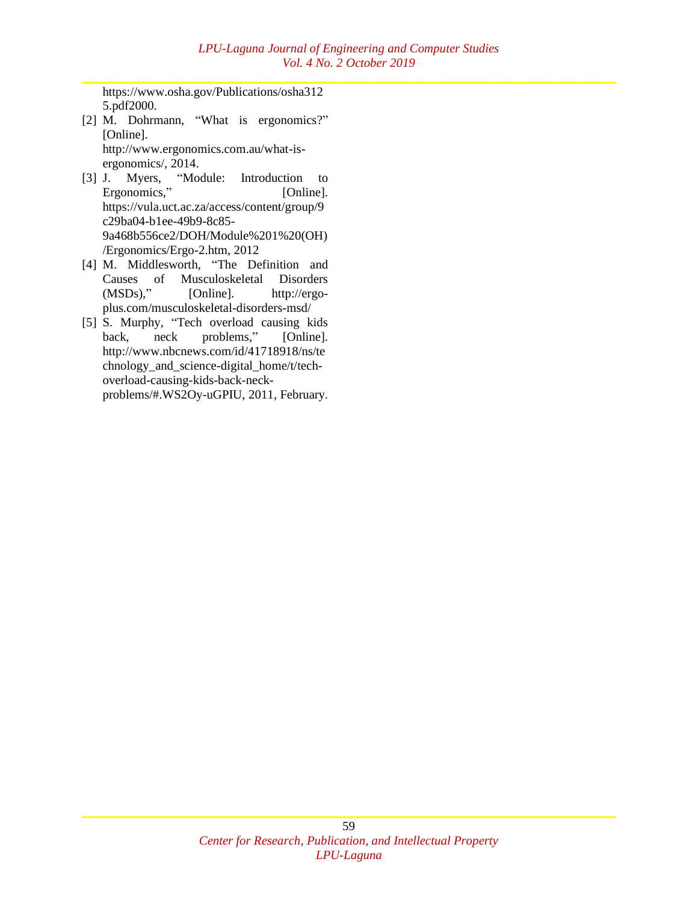https://www.osha.gov/Publications/osha3125.pdf2000.

[2] M. Dohrmann, "What is ergonomics?" [Online]. http://www.ergonomics.com.au/what-is-ergonomics/, 2014.

[3] J. Myers, "Module: Introduction to Ergonomics," [Online]. https://vula.uct.ac.za/access/content/group/9c29ba04-b1ee-49b9-8c85-9a468b556ce2/DOH/Module%201%20(OH)/Ergonomics/Ergo-2.htm, 2012

[4] M. Middlesworth, "The Definition and Causes of Musculoskeletal Disorders (MSDs)," [Online]. http://ergo-plus.com/musculoskeletal-disorders-msd/

[5] S. Murphy, "Tech overload causing kids back, neck problems," [Online]. http://www.nbcnews.com/id/41718918/ns/technology_and_science-digital_home/t/tech-overload-causing-kids-back-neck-problems/#.WS2Oy-uGPIU, 2011, February.